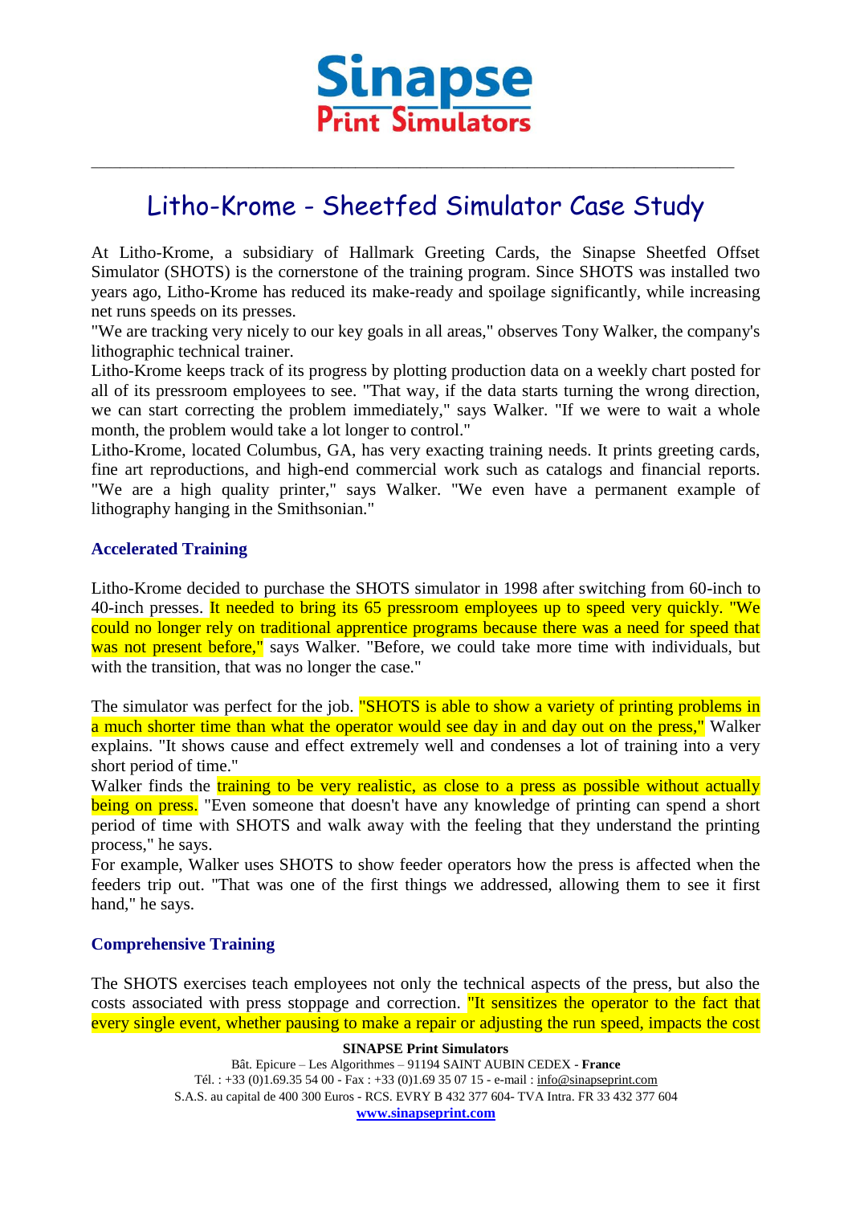# Sinapse Print Simulators

# Litho-Krome - Sheetfed Simulator Case Study

At Litho-Krome, a subsidiary of Hallmark Greeting Cards, the Sinapse Sheetfed Offset Simulator (SHOTS) is the cornerstone of the training program. Since SHOTS was installed two years ago, Litho-Krome has reduced its make-ready and spoilage significantly, while increasing net runs speeds on its presses.

"We are tracking very nicely to our key goals in all areas," observes Tony Walker, the company's lithographic technical trainer.

Litho-Krome keeps track of its progress by plotting production data on a weekly chart posted for all of its pressroom employees to see. "That way, if the data starts turning the wrong direction, we can start correcting the problem immediately," says Walker. "If we were to wait a whole month, the problem would take a lot longer to control."

Litho-Krome, located Columbus, GA, has very exacting training needs. It prints greeting cards, fine art reproductions, and high-end commercial work such as catalogs and financial reports. "We are a high quality printer," says Walker. "We even have a permanent example of lithography hanging in the Smithsonian."

## Accelerated Training

Litho-Krome decided to purchase the SHOTS simulator in 1998 after switching from 60-inch to 40-inch presses. It needed to bring its 65 pressroom employees up to speed very quickly. "We could no longer rely on traditional apprentice programs because there was a need for speed that was not present before," says Walker. "Before, we could take more time with individuals, but with the transition, that was no longer the case."

The simulator was perfect for the job. "SHOTS is able to show a variety of printing problems in a much shorter time than what the operator would see day in and day out on the press," Walker explains. "It shows cause and effect extremely well and condenses a lot of training into a very short period of time."

Walker finds the training to be very realistic, as close to a press as possible without actually being on press. "Even someone that doesn't have any knowledge of printing can spend a short period of time with SHOTS and walk away with the feeling that they understand the printing process," he says.

For example, Walker uses SHOTS to show feeder operators how the press is affected when the feeders trip out. "That was one of the first things we addressed, allowing them to see it first hand," he says.

## Comprehensive Training

The SHOTS exercises teach employees not only the technical aspects of the press, but also the costs associated with press stoppage and correction. "It sensitizes the operator to the fact that every single event, whether pausing to make a repair or adjusting the run speed, impacts the cost

**SINAPSE Print Simulators**
Bât. Epicure – Les Algorithmes – 91194 SAINT AUBIN CEDEX - **France**
Tél. : +33 (0)1.69.35 54 00 - Fax : +33 (0)1.69 35 07 15 - e-mail : info@sinapseprint.com
S.A.S. au capital de 400 300 Euros - RCS. EVRY B 432 377 604- TVA Intra. FR 33 432 377 604
**www.sinapseprint.com**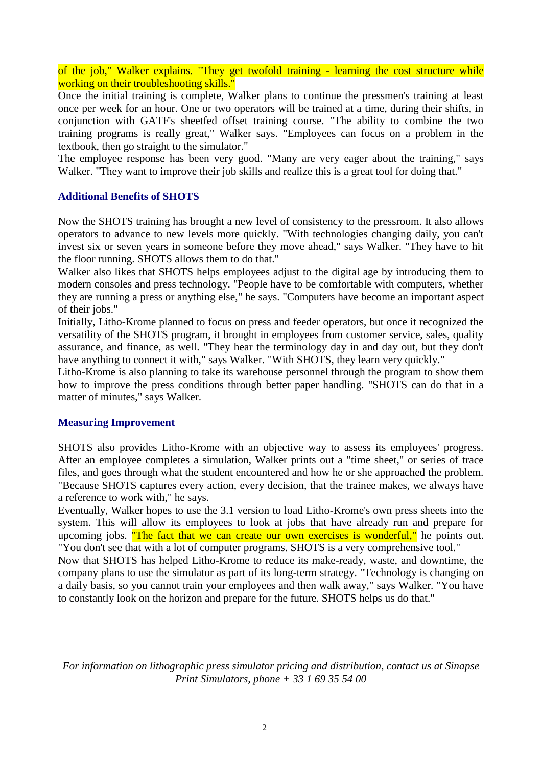of the job," Walker explains. "They get twofold training - learning the cost structure while working on their troubleshooting skills."

Once the initial training is complete, Walker plans to continue the pressmen's training at least once per week for an hour. One or two operators will be trained at a time, during their shifts, in conjunction with GATF's sheetfed offset training course. "The ability to combine the two training programs is really great," Walker says. "Employees can focus on a problem in the textbook, then go straight to the simulator."

The employee response has been very good. "Many are very eager about the training," says Walker. "They want to improve their job skills and realize this is a great tool for doing that."

### Additional Benefits of SHOTS

Now the SHOTS training has brought a new level of consistency to the pressroom. It also allows operators to advance to new levels more quickly. "With technologies changing daily, you can't invest six or seven years in someone before they move ahead," says Walker. "They have to hit the floor running. SHOTS allows them to do that."

Walker also likes that SHOTS helps employees adjust to the digital age by introducing them to modern consoles and press technology. "People have to be comfortable with computers, whether they are running a press or anything else," he says. "Computers have become an important aspect of their jobs."

Initially, Litho-Krome planned to focus on press and feeder operators, but once it recognized the versatility of the SHOTS program, it brought in employees from customer service, sales, quality assurance, and finance, as well. "They hear the terminology day in and day out, but they don't have anything to connect it with," says Walker. "With SHOTS, they learn very quickly."

Litho-Krome is also planning to take its warehouse personnel through the program to show them how to improve the press conditions through better paper handling. "SHOTS can do that in a matter of minutes," says Walker.

### Measuring Improvement

SHOTS also provides Litho-Krome with an objective way to assess its employees' progress. After an employee completes a simulation, Walker prints out a "time sheet," or series of trace files, and goes through what the student encountered and how he or she approached the problem. "Because SHOTS captures every action, every decision, that the trainee makes, we always have a reference to work with," he says.

Eventually, Walker hopes to use the 3.1 version to load Litho-Krome's own press sheets into the system. This will allow its employees to look at jobs that have already run and prepare for upcoming jobs. "The fact that we can create our own exercises is wonderful," he points out. "You don't see that with a lot of computer programs. SHOTS is a very comprehensive tool."

Now that SHOTS has helped Litho-Krome to reduce its make-ready, waste, and downtime, the company plans to use the simulator as part of its long-term strategy. "Technology is changing on a daily basis, so you cannot train your employees and then walk away," says Walker. "You have to constantly look on the horizon and prepare for the future. SHOTS helps us do that."

*For information on lithographic press simulator pricing and distribution, contact us at Sinapse Print Simulators, phone + 33 1 69 35 54 00*